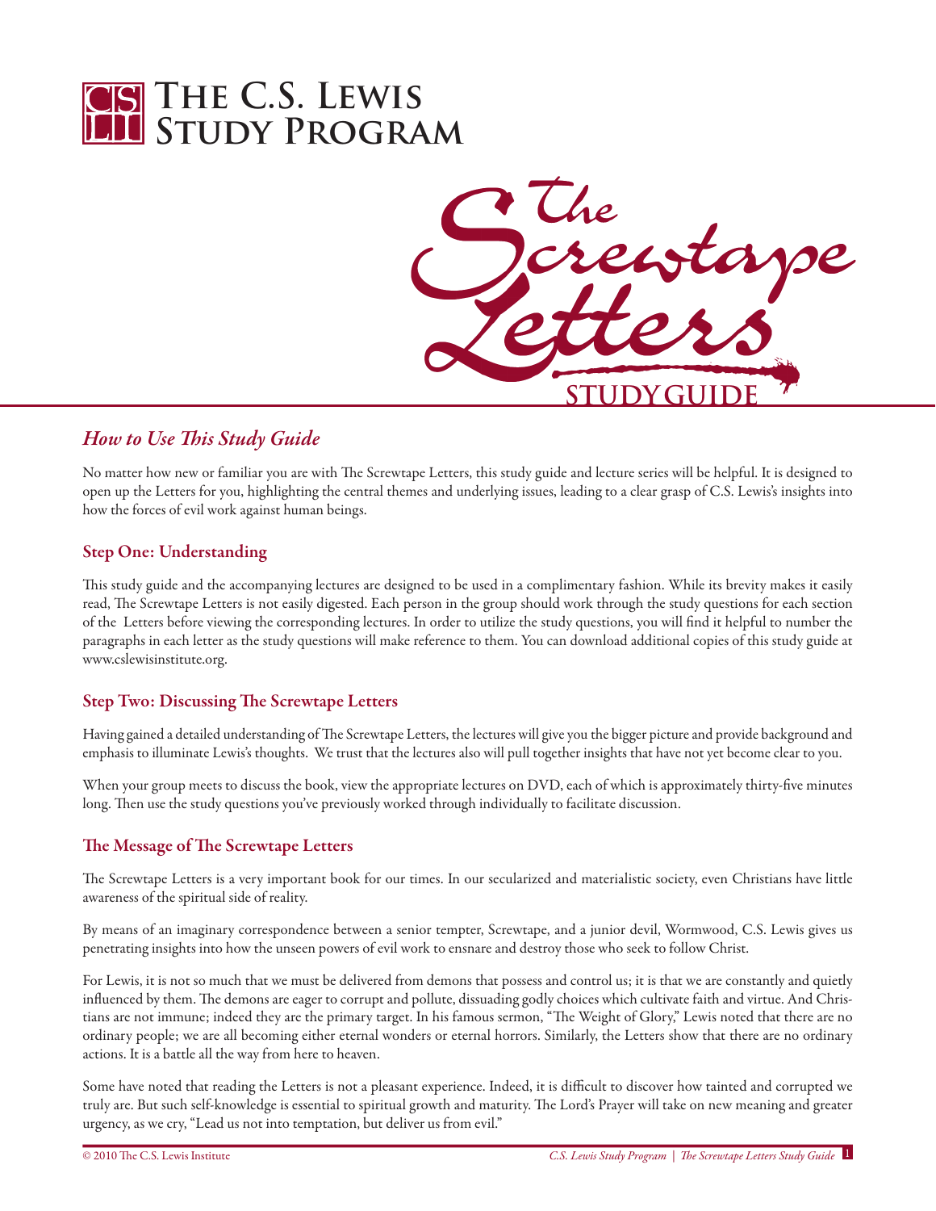# The C.S. Lewis Study Program

# The Screwtape Letters

## Study Guide

### *How to Use This Study Guide*

No matter how new or familiar you are with The Screwtape Letters, this study guide and lecture series will be helpful. It is designed to open up the Letters for you, highlighting the central themes and underlying issues, leading to a clear grasp of C.S. Lewis's insights into how the forces of evil work against human beings.

### Step One: Understanding

This study guide and the accompanying lectures are designed to be used in a complimentary fashion. While its brevity makes it easily read, The Screwtape Letters is not easily digested. Each person in the group should work through the study questions for each section of the Letters before viewing the corresponding lectures. In order to utilize the study questions, you will find it helpful to number the paragraphs in each letter as the study questions will make reference to them. You can download additional copies of this study guide at www.cslewisinstitute.org.

### Step Two: Discussing The Screwtape Letters

Having gained a detailed understanding of The Screwtape Letters, the lectures will give you the bigger picture and provide background and emphasis to illuminate Lewis's thoughts. We trust that the lectures also will pull together insights that have not yet become clear to you.

When your group meets to discuss the book, view the appropriate lectures on DVD, each of which is approximately thirty-five minutes long. Then use the study questions you've previously worked through individually to facilitate discussion.

### The Message of The Screwtape Letters

The Screwtape Letters is a very important book for our times. In our secularized and materialistic society, even Christians have little awareness of the spiritual side of reality.

By means of an imaginary correspondence between a senior tempter, Screwtape, and a junior devil, Wormwood, C.S. Lewis gives us penetrating insights into how the unseen powers of evil work to ensnare and destroy those who seek to follow Christ.

For Lewis, it is not so much that we must be delivered from demons that possess and control us; it is that we are constantly and quietly influenced by them. The demons are eager to corrupt and pollute, dissuading godly choices which cultivate faith and virtue. And Christians are not immune; indeed they are the primary target. In his famous sermon, "The Weight of Glory," Lewis noted that there are no ordinary people; we are all becoming either eternal wonders or eternal horrors. Similarly, the Letters show that there are no ordinary actions. It is a battle all the way from here to heaven.

Some have noted that reading the Letters is not a pleasant experience. Indeed, it is difficult to discover how tainted and corrupted we truly are. But such self-knowledge is essential to spiritual growth and maturity. The Lord's Prayer will take on new meaning and greater urgency, as we cry, "Lead us not into temptation, but deliver us from evil."

© 2010 The C.S. Lewis Institute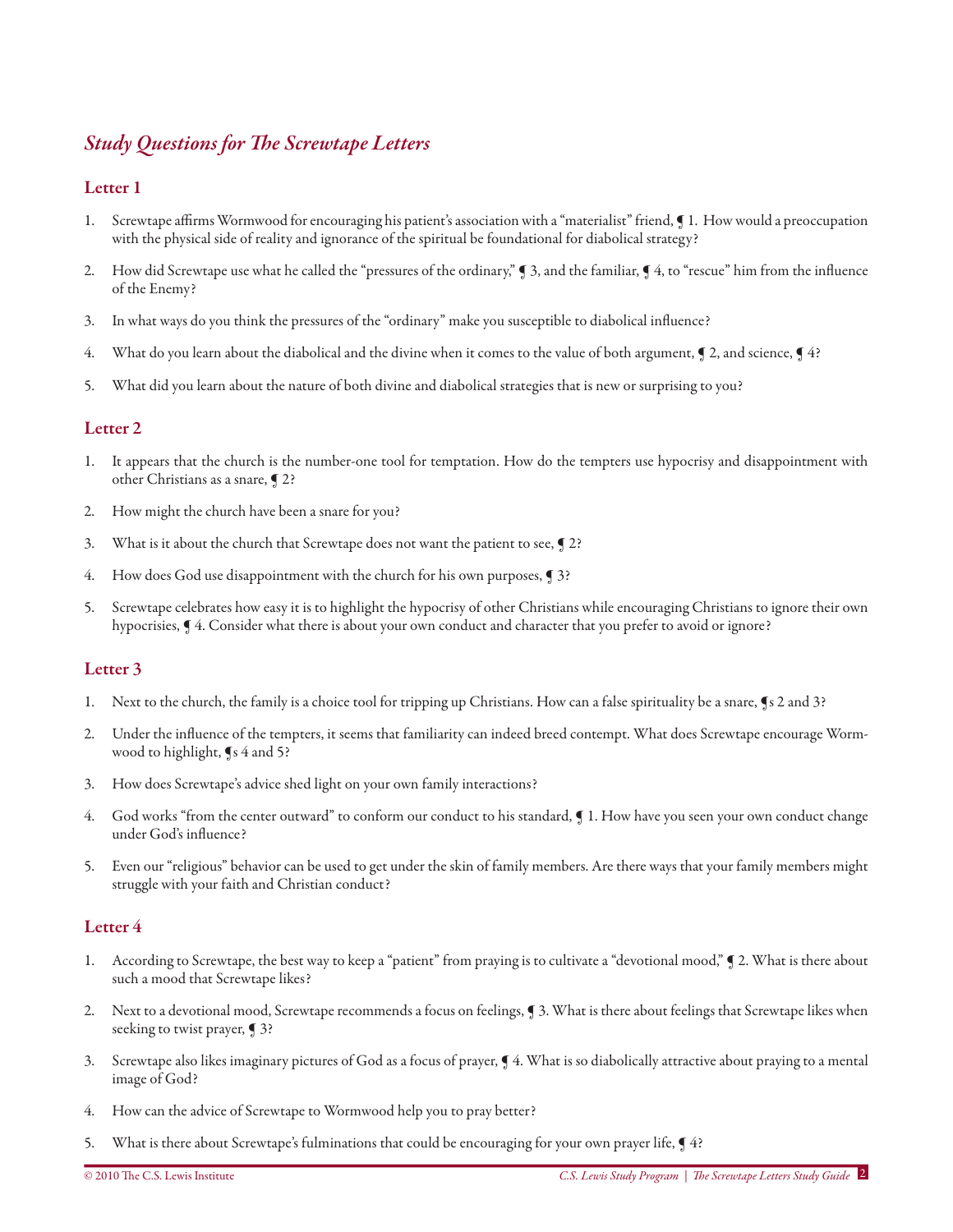## *Study Questions for The Screwtape Letters*

### Letter 1

1. Screwtape affirms Wormwood for encouraging his patient's association with a "materialist" friend, ¶ 1. How would a preoccupation with the physical side of reality and ignorance of the spiritual be foundational for diabolical strategy?
2. How did Screwtape use what he called the "pressures of the ordinary," ¶ 3, and the familiar, ¶ 4, to "rescue" him from the influence of the Enemy?
3. In what ways do you think the pressures of the "ordinary" make you susceptible to diabolical influence?
4. What do you learn about the diabolical and the divine when it comes to the value of both argument, ¶ 2, and science, ¶ 4?
5. What did you learn about the nature of both divine and diabolical strategies that is new or surprising to you?

### Letter 2

1. It appears that the church is the number-one tool for temptation. How do the tempters use hypocrisy and disappointment with other Christians as a snare, ¶ 2?
2. How might the church have been a snare for you?
3. What is it about the church that Screwtape does not want the patient to see, ¶ 2?
4. How does God use disappointment with the church for his own purposes, ¶ 3?
5. Screwtape celebrates how easy it is to highlight the hypocrisy of other Christians while encouraging Christians to ignore their own hypocrisies, ¶ 4. Consider what there is about your own conduct and character that you prefer to avoid or ignore?

### Letter 3

1. Next to the church, the family is a choice tool for tripping up Christians. How can a false spirituality be a snare, ¶s 2 and 3?
2. Under the influence of the tempters, it seems that familiarity can indeed breed contempt. What does Screwtape encourage Wormwood to highlight, ¶s 4 and 5?
3. How does Screwtape's advice shed light on your own family interactions?
4. God works "from the center outward" to conform our conduct to his standard, ¶ 1. How have you seen your own conduct change under God's influence?
5. Even our "religious" behavior can be used to get under the skin of family members. Are there ways that your family members might struggle with your faith and Christian conduct?

### Letter 4

1. According to Screwtape, the best way to keep a "patient" from praying is to cultivate a "devotional mood," ¶ 2. What is there about such a mood that Screwtape likes?
2. Next to a devotional mood, Screwtape recommends a focus on feelings, ¶ 3. What is there about feelings that Screwtape likes when seeking to twist prayer, ¶ 3?
3. Screwtape also likes imaginary pictures of God as a focus of prayer, ¶ 4. What is so diabolically attractive about praying to a mental image of God?
4. How can the advice of Screwtape to Wormwood help you to pray better?
5. What is there about Screwtape's fulminations that could be encouraging for your own prayer life, ¶ 4?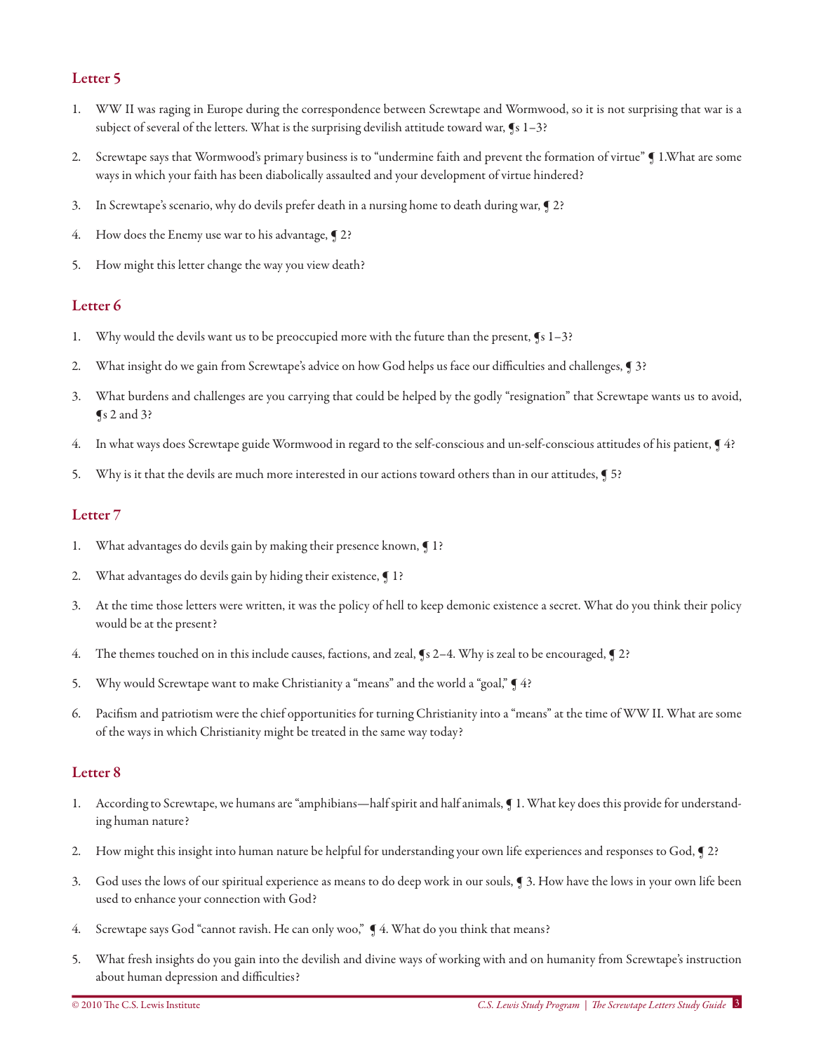## Letter 5

1. WW II was raging in Europe during the correspondence between Screwtape and Wormwood, so it is not surprising that war is a subject of several of the letters. What is the surprising devilish attitude toward war, ¶s 1–3?
2. Screwtape says that Wormwood's primary business is to "undermine faith and prevent the formation of virtue" ¶ 1.What are some ways in which your faith has been diabolically assaulted and your development of virtue hindered?
3. In Screwtape's scenario, why do devils prefer death in a nursing home to death during war, ¶ 2?
4. How does the Enemy use war to his advantage, ¶ 2?
5. How might this letter change the way you view death?

## Letter 6

1. Why would the devils want us to be preoccupied more with the future than the present, ¶s 1–3?
2. What insight do we gain from Screwtape's advice on how God helps us face our difficulties and challenges, ¶ 3?
3. What burdens and challenges are you carrying that could be helped by the godly "resignation" that Screwtape wants us to avoid, ¶s 2 and 3?
4. In what ways does Screwtape guide Wormwood in regard to the self-conscious and un-self-conscious attitudes of his patient, ¶ 4?
5. Why is it that the devils are much more interested in our actions toward others than in our attitudes, ¶ 5?

## Letter 7

1. What advantages do devils gain by making their presence known, ¶ 1?
2. What advantages do devils gain by hiding their existence, ¶ 1?
3. At the time those letters were written, it was the policy of hell to keep demonic existence a secret. What do you think their policy would be at the present?
4. The themes touched on in this include causes, factions, and zeal, ¶s 2–4. Why is zeal to be encouraged, ¶ 2?
5. Why would Screwtape want to make Christianity a "means" and the world a "goal," ¶ 4?
6. Pacifism and patriotism were the chief opportunities for turning Christianity into a "means" at the time of WW II. What are some of the ways in which Christianity might be treated in the same way today?

## Letter 8

1. According to Screwtape, we humans are "amphibians—half spirit and half animals, ¶ 1. What key does this provide for understanding human nature?
2. How might this insight into human nature be helpful for understanding your own life experiences and responses to God, ¶ 2?
3. God uses the lows of our spiritual experience as means to do deep work in our souls, ¶ 3. How have the lows in your own life been used to enhance your connection with God?
4. Screwtape says God "cannot ravish. He can only woo," ¶ 4. What do you think that means?
5. What fresh insights do you gain into the devilish and divine ways of working with and on humanity from Screwtape's instruction about human depression and difficulties?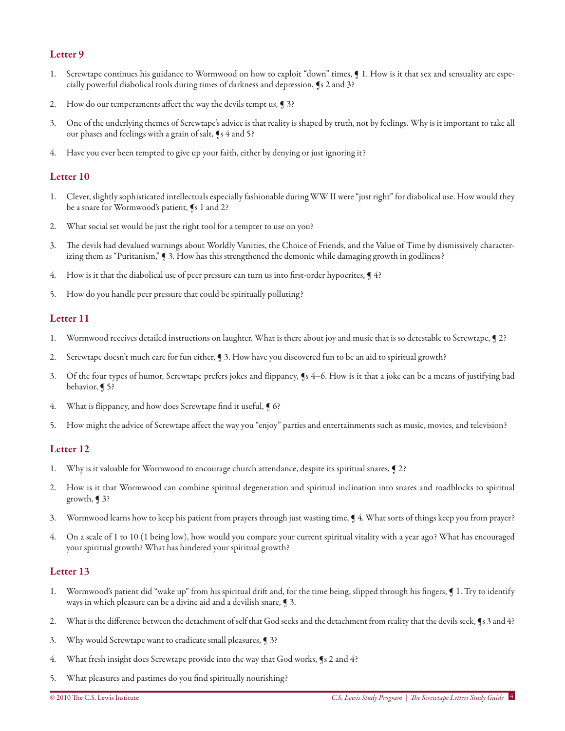## Letter 9

1. Screwtape continues his guidance to Wormwood on how to exploit "down" times, ¶ 1. How is it that sex and sensuality are especially powerful diabolical tools during times of darkness and depression, ¶s 2 and 3?
2. How do our temperaments affect the way the devils tempt us, ¶ 3?
3. One of the underlying themes of Screwtape's advice is that reality is shaped by truth, not by feelings. Why is it important to take all our phases and feelings with a grain of salt, ¶s 4 and 5?
4. Have you ever been tempted to give up your faith, either by denying or just ignoring it?

## Letter 10

1. Clever, slightly sophisticated intellectuals especially fashionable during WW II were "just right" for diabolical use. How would they be a snare for Wormwood's patient, ¶s 1 and 2?
2. What social set would be just the right tool for a tempter to use on you?
3. The devils had devalued warnings about Worldly Vanities, the Choice of Friends, and the Value of Time by dismissively characterizing them as "Puritanism," ¶ 3. How has this strengthened the demonic while damaging growth in godliness?
4. How is it that the diabolical use of peer pressure can turn us into first-order hypocrites, ¶ 4?
5. How do you handle peer pressure that could be spiritually polluting?

## Letter 11

1. Wormwood receives detailed instructions on laughter. What is there about joy and music that is so detestable to Screwtape, ¶ 2?
2. Screwtape doesn't much care for fun either, ¶ 3. How have you discovered fun to be an aid to spiritual growth?
3. Of the four types of humor, Screwtape prefers jokes and flippancy, ¶s 4–6. How is it that a joke can be a means of justifying bad behavior, ¶ 5?
4. What is flippancy, and how does Screwtape find it useful, ¶ 6?
5. How might the advice of Screwtape affect the way you "enjoy" parties and entertainments such as music, movies, and television?

## Letter 12

1. Why is it valuable for Wormwood to encourage church attendance, despite its spiritual snares, ¶ 2?
2. How is it that Wormwood can combine spiritual degeneration and spiritual inclination into snares and roadblocks to spiritual growth, ¶ 3?
3. Wormwood learns how to keep his patient from prayers through just wasting time, ¶ 4. What sorts of things keep you from prayer?
4. On a scale of 1 to 10 (1 being low), how would you compare your current spiritual vitality with a year ago? What has encouraged your spiritual growth? What has hindered your spiritual growth?

## Letter 13

1. Wormwood's patient did "wake up" from his spiritual drift and, for the time being, slipped through his fingers, ¶ 1. Try to identify ways in which pleasure can be a divine aid and a devilish snare, ¶ 3.
2. What is the difference between the detachment of self that God seeks and the detachment from reality that the devils seek, ¶s 3 and 4?
3. Why would Screwtape want to eradicate small pleasures, ¶ 3?
4. What fresh insight does Screwtape provide into the way that God works, ¶s 2 and 4?
5. What pleasures and pastimes do you find spiritually nourishing?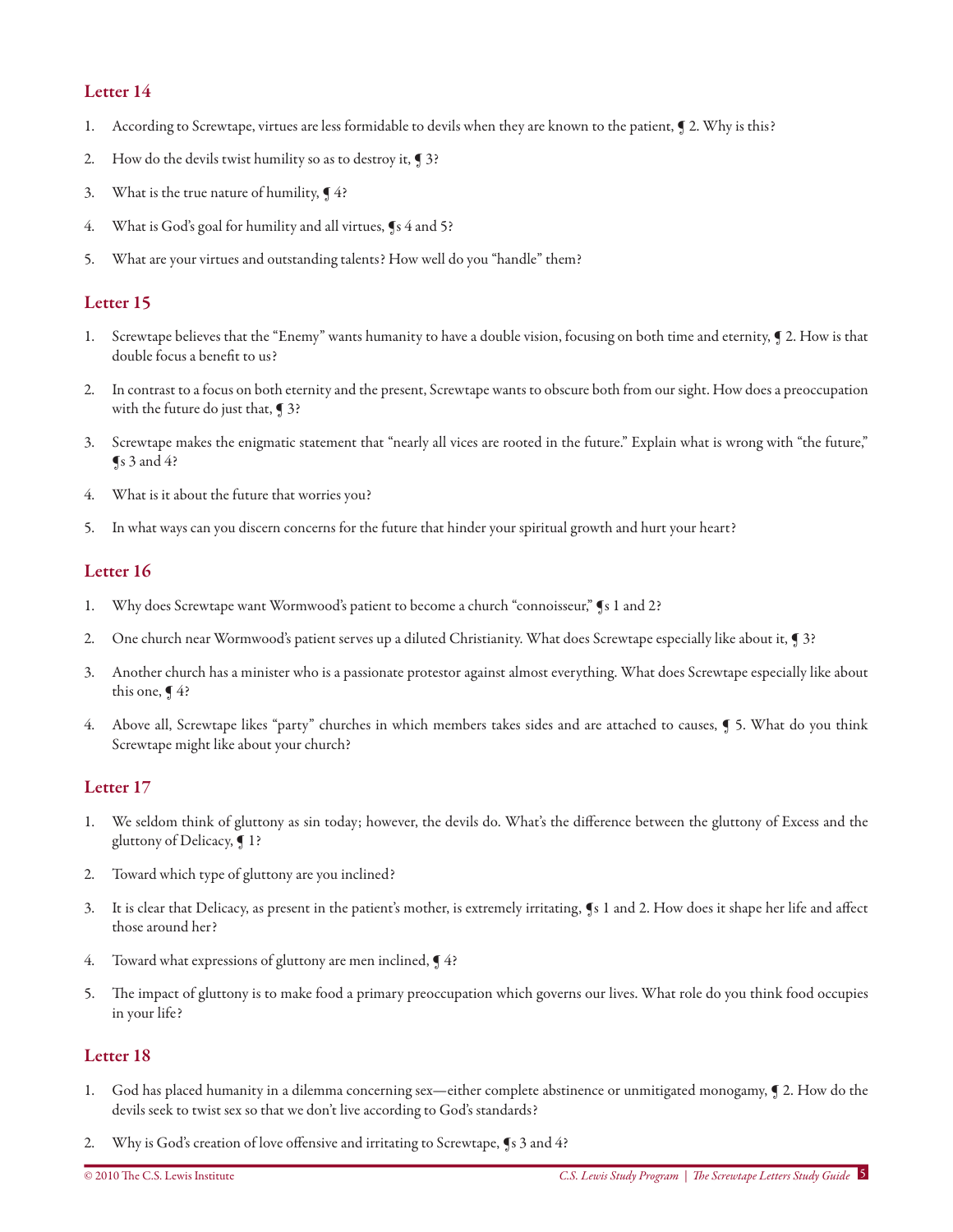## Letter 14

1. According to Screwtape, virtues are less formidable to devils when they are known to the patient, ¶ 2. Why is this?
2. How do the devils twist humility so as to destroy it, ¶ 3?
3. What is the true nature of humility, ¶ 4?
4. What is God's goal for humility and all virtues, ¶s 4 and 5?
5. What are your virtues and outstanding talents? How well do you "handle" them?

## Letter 15

1. Screwtape believes that the "Enemy" wants humanity to have a double vision, focusing on both time and eternity, ¶ 2. How is that double focus a benefit to us?
2. In contrast to a focus on both eternity and the present, Screwtape wants to obscure both from our sight. How does a preoccupation with the future do just that, ¶ 3?
3. Screwtape makes the enigmatic statement that "nearly all vices are rooted in the future." Explain what is wrong with "the future," ¶s 3 and 4?
4. What is it about the future that worries you?
5. In what ways can you discern concerns for the future that hinder your spiritual growth and hurt your heart?

## Letter 16

1. Why does Screwtape want Wormwood's patient to become a church "connoisseur," ¶s 1 and 2?
2. One church near Wormwood's patient serves up a diluted Christianity. What does Screwtape especially like about it, ¶ 3?
3. Another church has a minister who is a passionate protestor against almost everything. What does Screwtape especially like about this one, ¶ 4?
4. Above all, Screwtape likes "party" churches in which members takes sides and are attached to causes, ¶ 5. What do you think Screwtape might like about your church?

## Letter 17

1. We seldom think of gluttony as sin today; however, the devils do. What's the difference between the gluttony of Excess and the gluttony of Delicacy, ¶ 1?
2. Toward which type of gluttony are you inclined?
3. It is clear that Delicacy, as present in the patient's mother, is extremely irritating, ¶s 1 and 2. How does it shape her life and affect those around her?
4. Toward what expressions of gluttony are men inclined, ¶ 4?
5. The impact of gluttony is to make food a primary preoccupation which governs our lives. What role do you think food occupies in your life?

## Letter 18

1. God has placed humanity in a dilemma concerning sex—either complete abstinence or unmitigated monogamy, ¶ 2. How do the devils seek to twist sex so that we don't live according to God's standards?
2. Why is God's creation of love offensive and irritating to Screwtape, ¶s 3 and 4?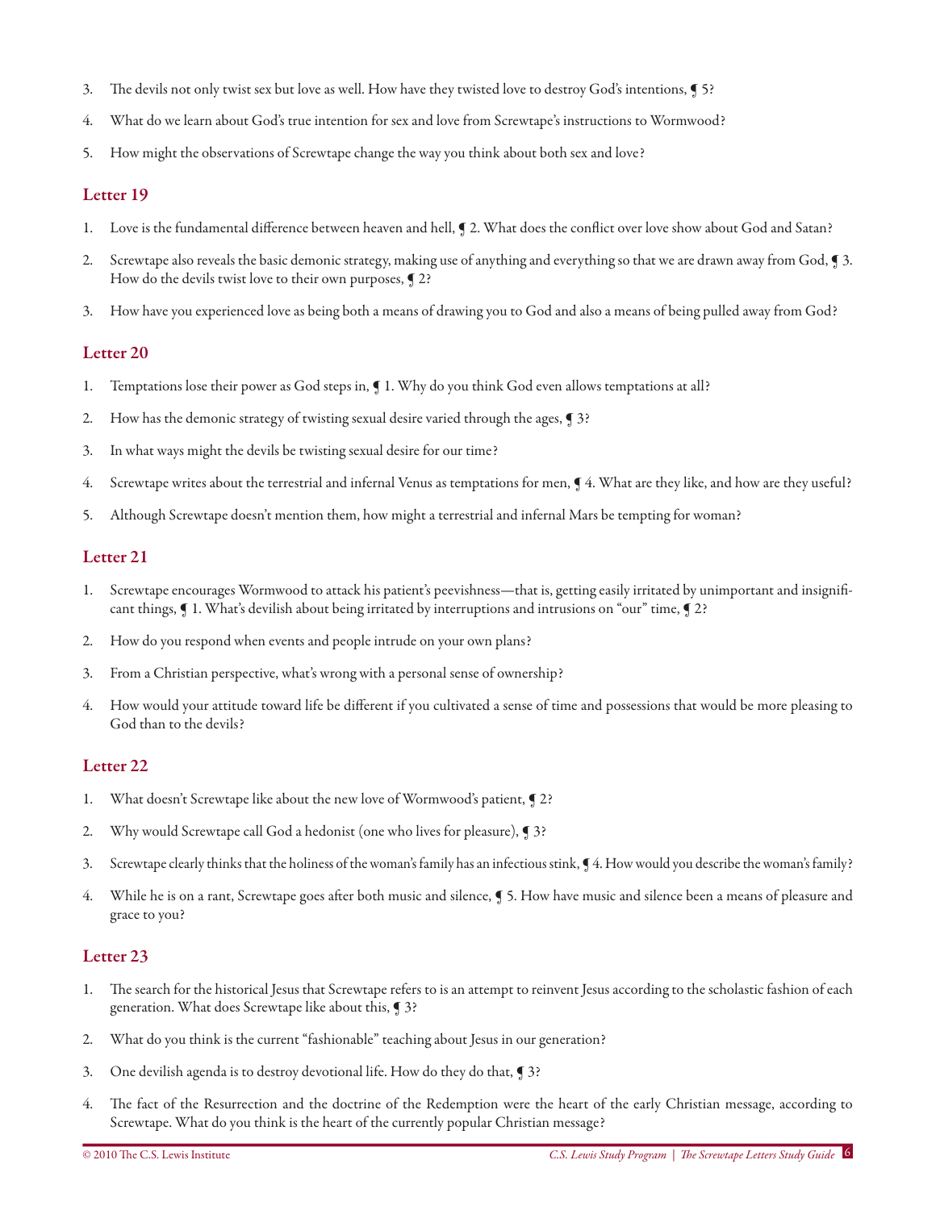3. The devils not only twist sex but love as well. How have they twisted love to destroy God's intentions, ¶ 5?

4. What do we learn about God's true intention for sex and love from Screwtape's instructions to Wormwood?

5. How might the observations of Screwtape change the way you think about both sex and love?

## Letter 19

1. Love is the fundamental difference between heaven and hell, ¶ 2. What does the conflict over love show about God and Satan?

2. Screwtape also reveals the basic demonic strategy, making use of anything and everything so that we are drawn away from God, ¶ 3. How do the devils twist love to their own purposes, ¶ 2?

3. How have you experienced love as being both a means of drawing you to God and also a means of being pulled away from God?

## Letter 20

1. Temptations lose their power as God steps in, ¶ 1. Why do you think God even allows temptations at all?

2. How has the demonic strategy of twisting sexual desire varied through the ages, ¶ 3?

3. In what ways might the devils be twisting sexual desire for our time?

4. Screwtape writes about the terrestrial and infernal Venus as temptations for men, ¶ 4. What are they like, and how are they useful?

5. Although Screwtape doesn't mention them, how might a terrestrial and infernal Mars be tempting for woman?

## Letter 21

1. Screwtape encourages Wormwood to attack his patient's peevishness—that is, getting easily irritated by unimportant and insignificant things, ¶ 1. What's devilish about being irritated by interruptions and intrusions on "our" time, ¶ 2?

2. How do you respond when events and people intrude on your own plans?

3. From a Christian perspective, what's wrong with a personal sense of ownership?

4. How would your attitude toward life be different if you cultivated a sense of time and possessions that would be more pleasing to God than to the devils?

## Letter 22

1. What doesn't Screwtape like about the new love of Wormwood's patient, ¶ 2?

2. Why would Screwtape call God a hedonist (one who lives for pleasure), ¶ 3?

3. Screwtape clearly thinks that the holiness of the woman's family has an infectious stink, ¶ 4. How would you describe the woman's family?

4. While he is on a rant, Screwtape goes after both music and silence, ¶ 5. How have music and silence been a means of pleasure and grace to you?

## Letter 23

1. The search for the historical Jesus that Screwtape refers to is an attempt to reinvent Jesus according to the scholastic fashion of each generation. What does Screwtape like about this, ¶ 3?

2. What do you think is the current "fashionable" teaching about Jesus in our generation?

3. One devilish agenda is to destroy devotional life. How do they do that, ¶ 3?

4. The fact of the Resurrection and the doctrine of the Redemption were the heart of the early Christian message, according to Screwtape. What do you think is the heart of the currently popular Christian message?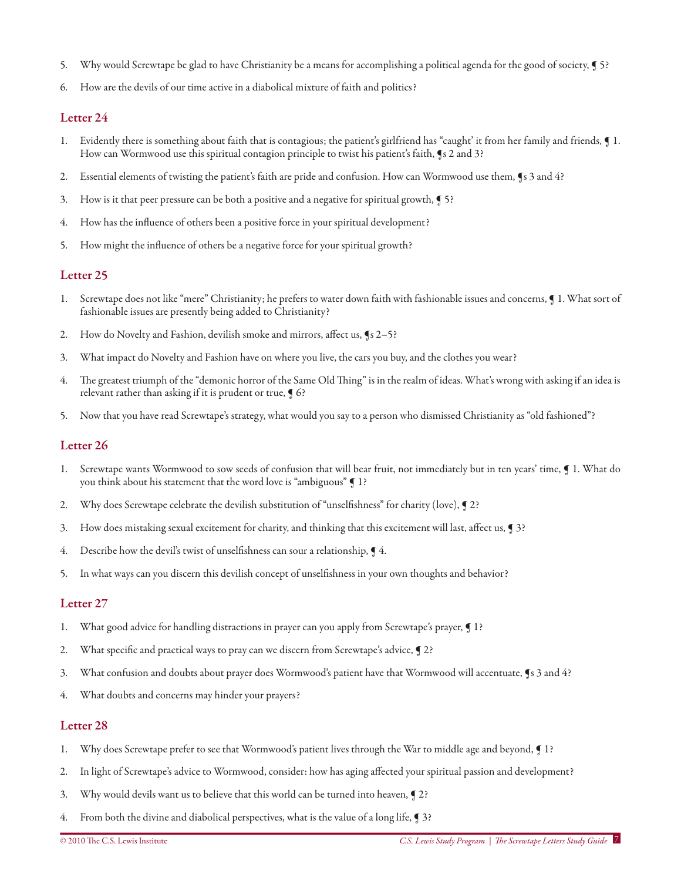5. Why would Screwtape be glad to have Christianity be a means for accomplishing a political agenda for the good of society, ¶ 5?
6. How are the devils of our time active in a diabolical mixture of faith and politics?

## Letter 24

1. Evidently there is something about faith that is contagious; the patient's girlfriend has "caught" it from her family and friends, ¶ 1. How can Wormwood use this spiritual contagion principle to twist his patient's faith, ¶s 2 and 3?
2. Essential elements of twisting the patient's faith are pride and confusion. How can Wormwood use them, ¶s 3 and 4?
3. How is it that peer pressure can be both a positive and a negative for spiritual growth, ¶ 5?
4. How has the influence of others been a positive force in your spiritual development?
5. How might the influence of others be a negative force for your spiritual growth?

## Letter 25

1. Screwtape does not like "mere" Christianity; he prefers to water down faith with fashionable issues and concerns, ¶ 1. What sort of fashionable issues are presently being added to Christianity?
2. How do Novelty and Fashion, devilish smoke and mirrors, affect us, ¶s 2–5?
3. What impact do Novelty and Fashion have on where you live, the cars you buy, and the clothes you wear?
4. The greatest triumph of the "demonic horror of the Same Old Thing" is in the realm of ideas. What's wrong with asking if an idea is relevant rather than asking if it is prudent or true, ¶ 6?
5. Now that you have read Screwtape's strategy, what would you say to a person who dismissed Christianity as "old fashioned"?

## Letter 26

1. Screwtape wants Wormwood to sow seeds of confusion that will bear fruit, not immediately but in ten years' time, ¶ 1. What do you think about his statement that the word love is "ambiguous" ¶ 1?
2. Why does Screwtape celebrate the devilish substitution of "unselfishness" for charity (love), ¶ 2?
3. How does mistaking sexual excitement for charity, and thinking that this excitement will last, affect us, ¶ 3?
4. Describe how the devil's twist of unselfishness can sour a relationship, ¶ 4.
5. In what ways can you discern this devilish concept of unselfishness in your own thoughts and behavior?

## Letter 27

1. What good advice for handling distractions in prayer can you apply from Screwtape's prayer, ¶ 1?
2. What specific and practical ways to pray can we discern from Screwtape's advice, ¶ 2?
3. What confusion and doubts about prayer does Wormwood's patient have that Wormwood will accentuate, ¶s 3 and 4?
4. What doubts and concerns may hinder your prayers?

## Letter 28

1. Why does Screwtape prefer to see that Wormwood's patient lives through the War to middle age and beyond, ¶ 1?
2. In light of Screwtape's advice to Wormwood, consider: how has aging affected your spiritual passion and development?
3. Why would devils want us to believe that this world can be turned into heaven, ¶ 2?
4. From both the divine and diabolical perspectives, what is the value of a long life, ¶ 3?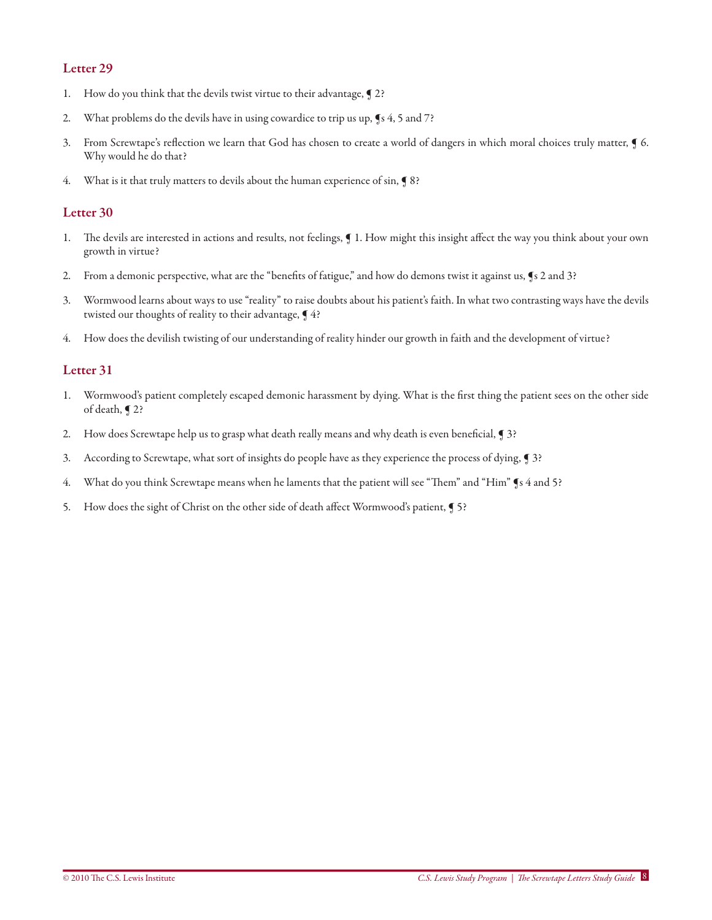## Letter 29

1. How do you think that the devils twist virtue to their advantage, ¶ 2?
2. What problems do the devils have in using cowardice to trip us up, ¶s 4, 5 and 7?
3. From Screwtape's reflection we learn that God has chosen to create a world of dangers in which moral choices truly matter, ¶ 6. Why would he do that?
4. What is it that truly matters to devils about the human experience of sin, ¶ 8?

## Letter 30

1. The devils are interested in actions and results, not feelings, ¶ 1. How might this insight affect the way you think about your own growth in virtue?
2. From a demonic perspective, what are the "benefits of fatigue," and how do demons twist it against us, ¶s 2 and 3?
3. Wormwood learns about ways to use "reality" to raise doubts about his patient's faith. In what two contrasting ways have the devils twisted our thoughts of reality to their advantage, ¶ 4?
4. How does the devilish twisting of our understanding of reality hinder our growth in faith and the development of virtue?

## Letter 31

1. Wormwood's patient completely escaped demonic harassment by dying. What is the first thing the patient sees on the other side of death, ¶ 2?
2. How does Screwtape help us to grasp what death really means and why death is even beneficial, ¶ 3?
3. According to Screwtape, what sort of insights do people have as they experience the process of dying, ¶ 3?
4. What do you think Screwtape means when he laments that the patient will see "Them" and "Him" ¶s 4 and 5?
5. How does the sight of Christ on the other side of death affect Wormwood's patient, ¶ 5?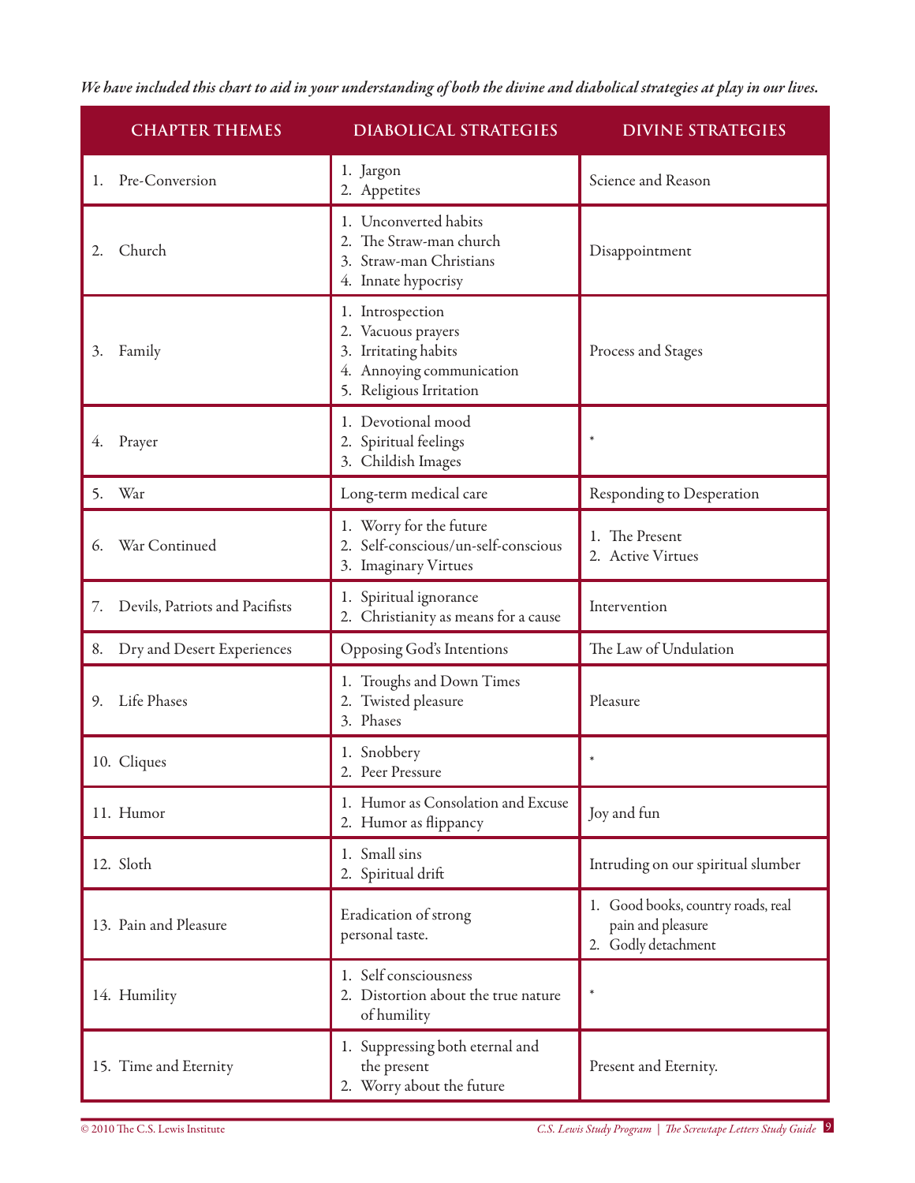*We have included this chart to aid in your understanding of both the divine and diabolical strategies at play in our lives.*

| CHAPTER THEMES | DIABOLICAL STRATEGIES | DIVINE STRATEGIES |
|---|---|---|
| 1. Pre-Conversion | 1. Jargon<br>2. Appetites | Science and Reason |
| 2. Church | 1. Unconverted habits<br>2. The Straw-man church<br>3. Straw-man Christians<br>4. Innate hypocrisy | Disappointment |
| 3. Family | 1. Introspection<br>2. Vacuous prayers<br>3. Irritating habits<br>4. Annoying communication<br>5. Religious Irritation | Process and Stages |
| 4. Prayer | 1. Devotional mood<br>2. Spiritual feelings<br>3. Childish Images | * |
| 5. War | Long-term medical care | Responding to Desperation |
| 6. War Continued | 1. Worry for the future<br>2. Self-conscious/un-self-conscious<br>3. Imaginary Virtues | 1. The Present<br>2. Active Virtues |
| 7. Devils, Patriots and Pacifists | 1. Spiritual ignorance<br>2. Christianity as means for a cause | Intervention |
| 8. Dry and Desert Experiences | Opposing God's Intentions | The Law of Undulation |
| 9. Life Phases | 1. Troughs and Down Times<br>2. Twisted pleasure<br>3. Phases | Pleasure |
| 10. Cliques | 1. Snobbery<br>2. Peer Pressure | * |
| 11. Humor | 1. Humor as Consolation and Excuse<br>2. Humor as flippancy | Joy and fun |
| 12. Sloth | 1. Small sins<br>2. Spiritual drift | Intruding on our spiritual slumber |
| 13. Pain and Pleasure | Eradication of strong personal taste. | 1. Good books, country roads, real pain and pleasure<br>2. Godly detachment |
| 14. Humility | 1. Self consciousness<br>2. Distortion about the true nature of humility | * |
| 15. Time and Eternity | 1. Suppressing both eternal and the present<br>2. Worry about the future | Present and Eternity. |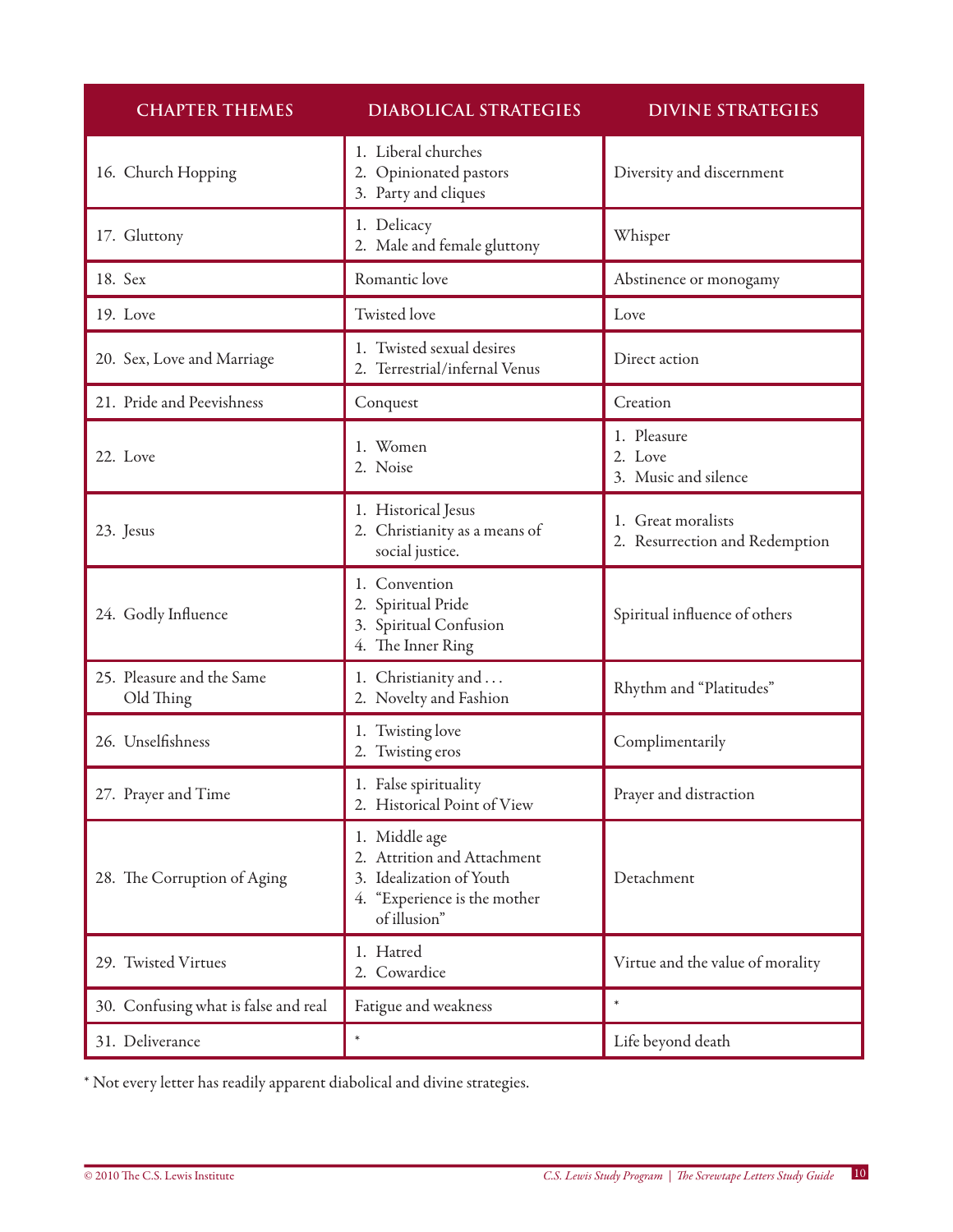| CHAPTER THEMES | DIABOLICAL STRATEGIES | DIVINE STRATEGIES |
|---|---|---|
| 16. Church Hopping | 1. Liberal churches<br>2. Opinionated pastors<br>3. Party and cliques | Diversity and discernment |
| 17. Gluttony | 1. Delicacy<br>2. Male and female gluttony | Whisper |
| 18. Sex | Romantic love | Abstinence or monogamy |
| 19. Love | Twisted love | Love |
| 20. Sex, Love and Marriage | 1. Twisted sexual desires<br>2. Terrestrial/infernal Venus | Direct action |
| 21. Pride and Peevishness | Conquest | Creation |
| 22. Love | 1. Women<br>2. Noise | 1. Pleasure<br>2. Love<br>3. Music and silence |
| 23. Jesus | 1. Historical Jesus<br>2. Christianity as a means of social justice. | 1. Great moralists<br>2. Resurrection and Redemption |
| 24. Godly Influence | 1. Convention<br>2. Spiritual Pride<br>3. Spiritual Confusion<br>4. The Inner Ring | Spiritual influence of others |
| 25. Pleasure and the Same Old Thing | 1. Christianity and . . .<br>2. Novelty and Fashion | Rhythm and "Platitudes" |
| 26. Unselfishness | 1. Twisting love<br>2. Twisting eros | Complimentarily |
| 27. Prayer and Time | 1. False spirituality<br>2. Historical Point of View | Prayer and distraction |
| 28. The Corruption of Aging | 1. Middle age<br>2. Attrition and Attachment<br>3. Idealization of Youth<br>4. "Experience is the mother of illusion" | Detachment |
| 29. Twisted Virtues | 1. Hatred<br>2. Cowardice | Virtue and the value of morality |
| 30. Confusing what is false and real | Fatigue and weakness | * |
| 31. Deliverance | * | Life beyond death |

* Not every letter has readily apparent diabolical and divine strategies.